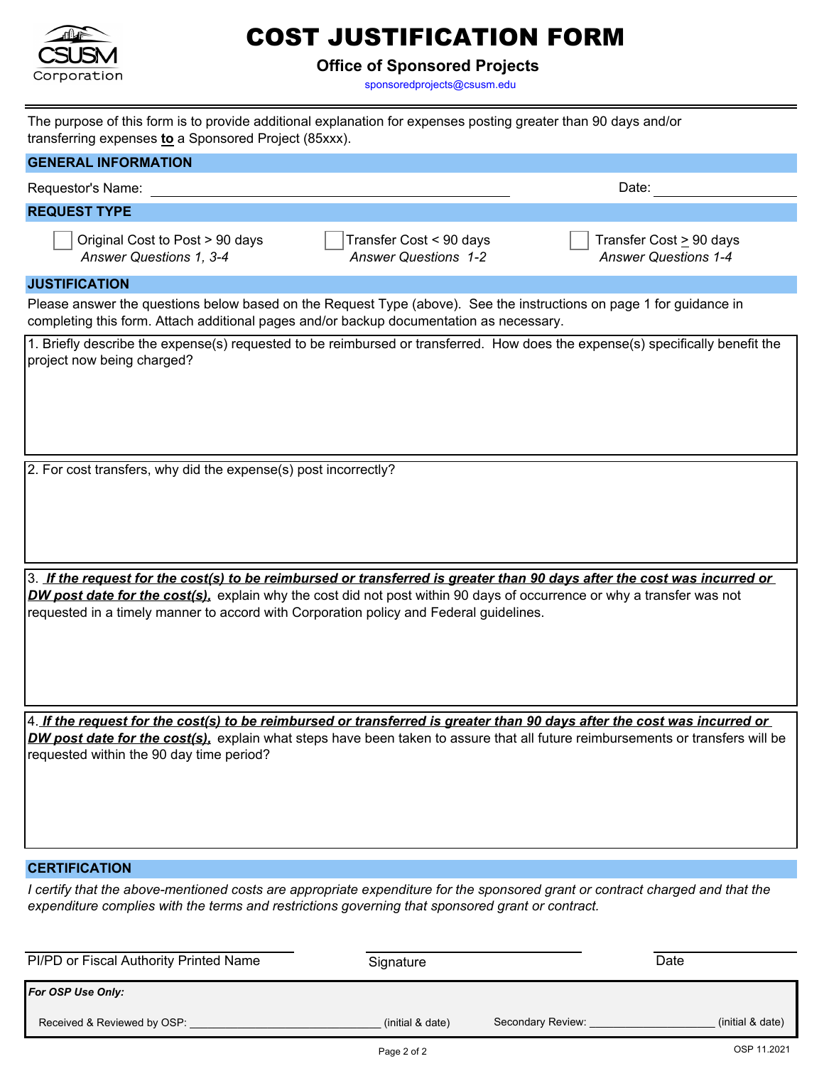CSUSM Corporation

# COST JUSTIFICATION FORM

### Office of Sponsored Projects

sponsoredprojects@csusm.edu

The purpose of this form is to provide additional explanation for expenses posting greater than 90 days and/or transferring expenses **to** a Sponsored Project (85xxx).

## GENERAL INFORMATION

Requestor's Name: ______________________________ Date: ______________

## REQUEST TYPE

☐ Original Cost to Post > 90 days
*Answer Questions 1, 3-4*

☐ Transfer Cost < 90 days
*Answer Questions 1-2*

☐ Transfer Cost ≥ 90 days
*Answer Questions 1-4*

## JUSTIFICATION

Please answer the questions below based on the Request Type (above). See the instructions on page 1 for guidance in completing this form. Attach additional pages and/or backup documentation as necessary.

1. Briefly describe the expense(s) requested to be reimbursed or transferred. How does the expense(s) specifically benefit the project now being charged?

2. For cost transfers, why did the expense(s) post incorrectly?

3. ***If the request for the cost(s) to be reimbursed or transferred is greater than 90 days after the cost was incurred or DW post date for the cost(s),*** explain why the cost did not post within 90 days of occurrence or why a transfer was not requested in a timely manner to accord with Corporation policy and Federal guidelines.

4. ***If the request for the cost(s) to be reimbursed or transferred is greater than 90 days after the cost was incurred or DW post date for the cost(s),*** explain what steps have been taken to assure that all future reimbursements or transfers will be requested within the 90 day time period?

## CERTIFICATION

*I certify that the above-mentioned costs are appropriate expenditure for the sponsored grant or contract charged and that the expenditure complies with the terms and restrictions governing that sponsored grant or contract.*

PI/PD or Fiscal Authority Printed Name ______________ Signature ______________ Date ______________

***For OSP Use Only:***

Received & Reviewed by OSP: ______________ (initial & date) Secondary Review: ______________ (initial & date)

OSP 11.2021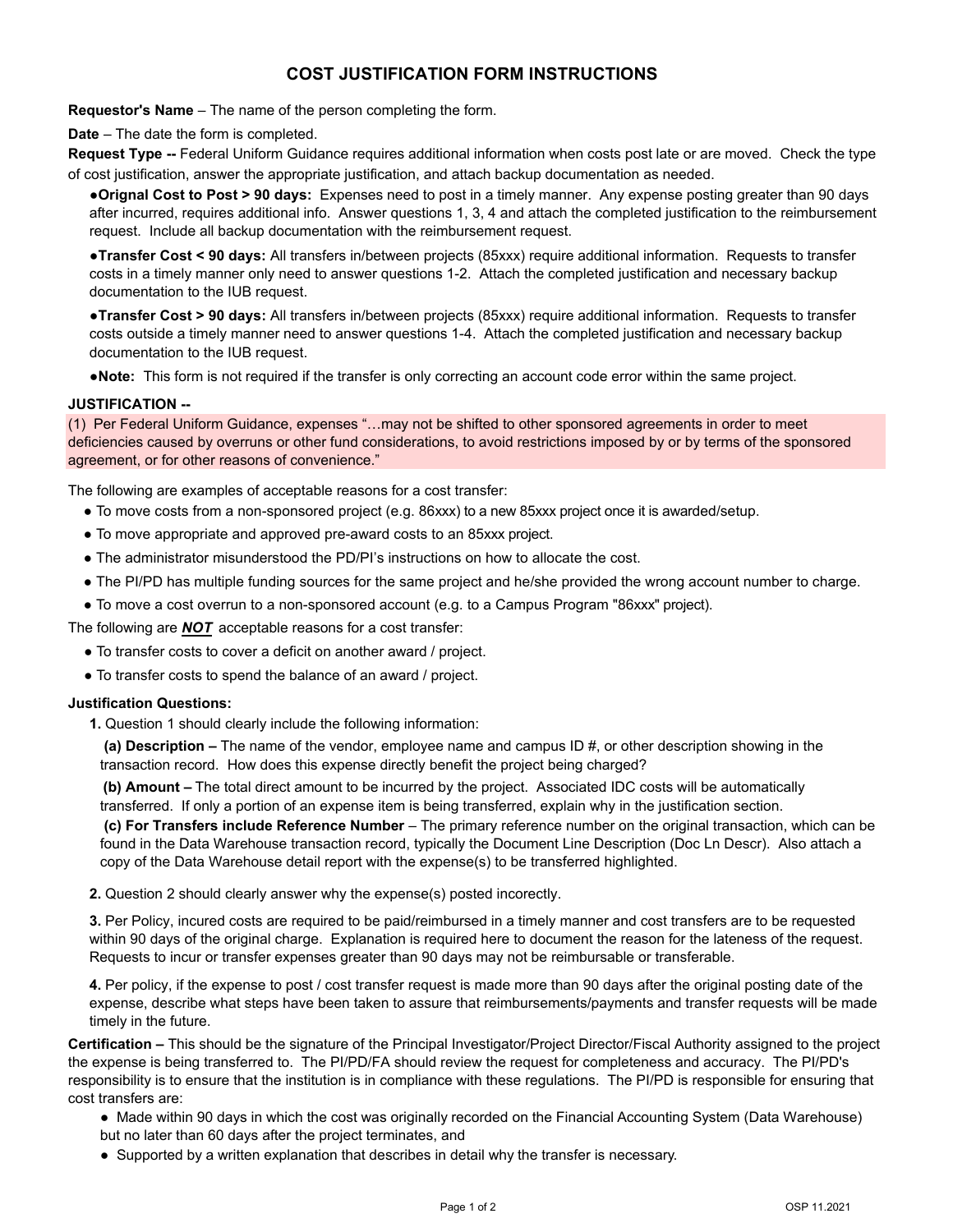# COST JUSTIFICATION FORM INSTRUCTIONS

**Requestor's Name** – The name of the person completing the form.

**Date** – The date the form is completed.

**Request Type --** Federal Uniform Guidance requires additional information when costs post late or are moved. Check the type of cost justification, answer the appropriate justification, and attach backup documentation as needed.

- **Orignal Cost to Post > 90 days:** Expenses need to post in a timely manner. Any expense posting greater than 90 days after incurred, requires additional info. Answer questions 1, 3, 4 and attach the completed justification to the reimbursement request. Include all backup documentation with the reimbursement request.
- **Transfer Cost < 90 days:** All transfers in/between projects (85xxx) require additional information. Requests to transfer costs in a timely manner only need to answer questions 1-2. Attach the completed justification and necessary backup documentation to the IUB request.
- **Transfer Cost > 90 days:** All transfers in/between projects (85xxx) require additional information. Requests to transfer costs outside a timely manner need to answer questions 1-4. Attach the completed justification and necessary backup documentation to the IUB request.
- **Note:** This form is not required if the transfer is only correcting an account code error within the same project.

**JUSTIFICATION --**

(1) Per Federal Uniform Guidance, expenses "…may not be shifted to other sponsored agreements in order to meet deficiencies caused by overruns or other fund considerations, to avoid restrictions imposed by or by terms of the sponsored agreement, or for other reasons of convenience."

The following are examples of acceptable reasons for a cost transfer:

- To move costs from a non-sponsored project (e.g. 86xxx) to a new 85xxx project once it is awarded/setup.
- To move appropriate and approved pre-award costs to an 85xxx project.
- The administrator misunderstood the PD/PI's instructions on how to allocate the cost.
- The PI/PD has multiple funding sources for the same project and he/she provided the wrong account number to charge.
- To move a cost overrun to a non-sponsored account (e.g. to a Campus Program "86xxx" project).

The following are ***NOT*** acceptable reasons for a cost transfer:

- To transfer costs to cover a deficit on another award / project.
- To transfer costs to spend the balance of an award / project.

**Justification Questions:**

**1.** Question 1 should clearly include the following information:

**(a) Description –** The name of the vendor, employee name and campus ID #, or other description showing in the transaction record. How does this expense directly benefit the project being charged?

**(b) Amount –** The total direct amount to be incurred by the project. Associated IDC costs will be automatically transferred. If only a portion of an expense item is being transferred, explain why in the justification section.

**(c) For Transfers include Reference Number** – The primary reference number on the original transaction, which can be found in the Data Warehouse transaction record, typically the Document Line Description (Doc Ln Descr). Also attach a copy of the Data Warehouse detail report with the expense(s) to be transferred highlighted.

**2.** Question 2 should clearly answer why the expense(s) posted incorrectly.

**3.** Per Policy, incured costs are required to be paid/reimbursed in a timely manner and cost transfers are to be requested within 90 days of the original charge. Explanation is required here to document the reason for the lateness of the request. Requests to incur or transfer expenses greater than 90 days may not be reimbursable or transferable.

**4.** Per policy, if the expense to post / cost transfer request is made more than 90 days after the original posting date of the expense, describe what steps have been taken to assure that reimbursements/payments and transfer requests will be made timely in the future.

**Certification –** This should be the signature of the Principal Investigator/Project Director/Fiscal Authority assigned to the project the expense is being transferred to. The PI/PD/FA should review the request for completeness and accuracy. The PI/PD's responsibility is to ensure that the institution is in compliance with these regulations. The PI/PD is responsible for ensuring that cost transfers are:

- Made within 90 days in which the cost was originally recorded on the Financial Accounting System (Data Warehouse) but no later than 60 days after the project terminates, and
- Supported by a written explanation that describes in detail why the transfer is necessary.

OSP 11.2021